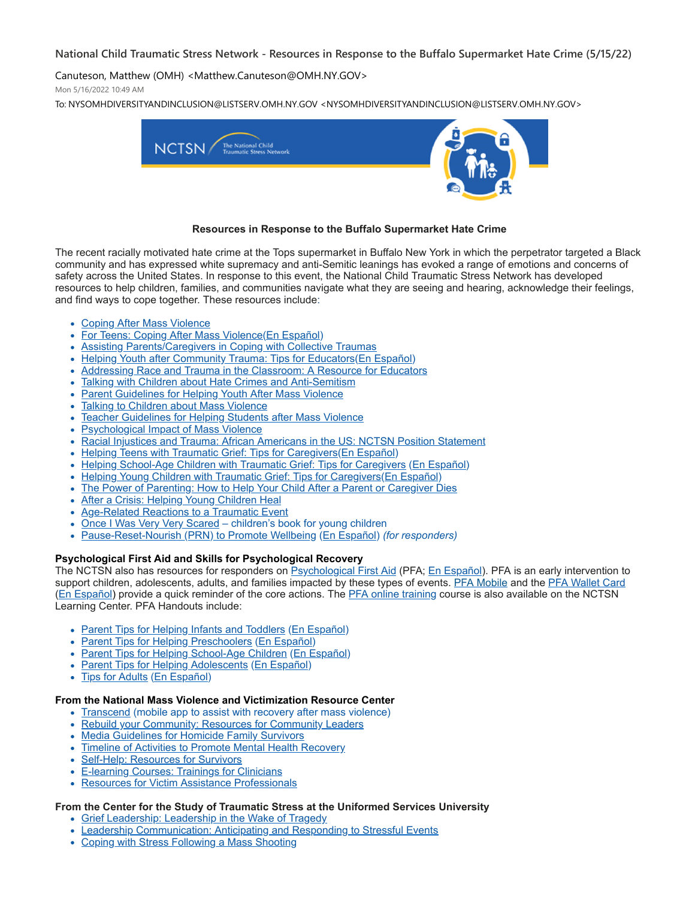National Child Traumatic Stress Network - Resources in Response to the Buffalo Supermarket Hate Crime (5/15/22)

Canuteson, Matthew (OMH) <Matthew.Canuteson@OMH.NY.GOV>

Mon 5/16/2022 10:49 AM

To: NYSOMHDIVERSITYANDINCLUSION@LISTSERV.OMH.NY.GOV <NYSOMHDIVERSITYANDINCLUSION@LISTSERV.OMH.NY.GOV>

NCTSN The National Child Traumatic Stress Network

**Resources in Response to the Buffalo Supermarket Hate Crime**

The recent racially motivated hate crime at the Tops supermarket in Buffalo New York in which the perpetrator targeted a Black community and has expressed white supremacy and anti-Semitic leanings has evoked a range of emotions and concerns of safety across the United States. In response to this event, the National Child Traumatic Stress Network has developed resources to help children, families, and communities navigate what they are seeing and hearing, acknowledge their feelings, and find ways to cope together. These resources include:

- Coping After Mass Violence
- For Teens: Coping After Mass Violence(En Español)
- Assisting Parents/Caregivers in Coping with Collective Traumas
- Helping Youth after Community Trauma: Tips for Educators(En Español)
- Addressing Race and Trauma in the Classroom: A Resource for Educators
- Talking with Children about Hate Crimes and Anti-Semitism
- Parent Guidelines for Helping Youth After Mass Violence
- Talking to Children about Mass Violence
- Teacher Guidelines for Helping Students after Mass Violence
- Psychological Impact of Mass Violence
- Racial Injustices and Trauma: African Americans in the US: NCTSN Position Statement
- Helping Teens with Traumatic Grief: Tips for Caregivers(En Español)
- Helping School-Age Children with Traumatic Grief: Tips for Caregivers (En Español)
- Helping Young Children with Traumatic Grief: Tips for Caregivers(En Español)
- The Power of Parenting: How to Help Your Child After a Parent or Caregiver Dies
- After a Crisis: Helping Young Children Heal
- Age-Related Reactions to a Traumatic Event
- Once I Was Very Very Scared – children's book for young children
- Pause-Reset-Nourish (PRN) to Promote Wellbeing (En Español) *(for responders)*

**Psychological First Aid and Skills for Psychological Recovery**

The NCTSN also has resources for responders on Psychological First Aid (PFA; En Español). PFA is an early intervention to support children, adolescents, adults, and families impacted by these types of events. PFA Mobile and the PFA Wallet Card (En Español) provide a quick reminder of the core actions. The PFA online training course is also available on the NCTSN Learning Center. PFA Handouts include:

- Parent Tips for Helping Infants and Toddlers (En Español)
- Parent Tips for Helping Preschoolers (En Español)
- Parent Tips for Helping School-Age Children (En Español)
- Parent Tips for Helping Adolescents (En Español)
- Tips for Adults (En Español)

**From the National Mass Violence and Victimization Resource Center**

- Transcend (mobile app to assist with recovery after mass violence)
- Rebuild your Community: Resources for Community Leaders
- Media Guidelines for Homicide Family Survivors
- Timeline of Activities to Promote Mental Health Recovery
- Self-Help: Resources for Survivors
- E-learning Courses: Trainings for Clinicians
- Resources for Victim Assistance Professionals

**From the Center for the Study of Traumatic Stress at the Uniformed Services University**

- Grief Leadership: Leadership in the Wake of Tragedy
- Leadership Communication: Anticipating and Responding to Stressful Events
- Coping with Stress Following a Mass Shooting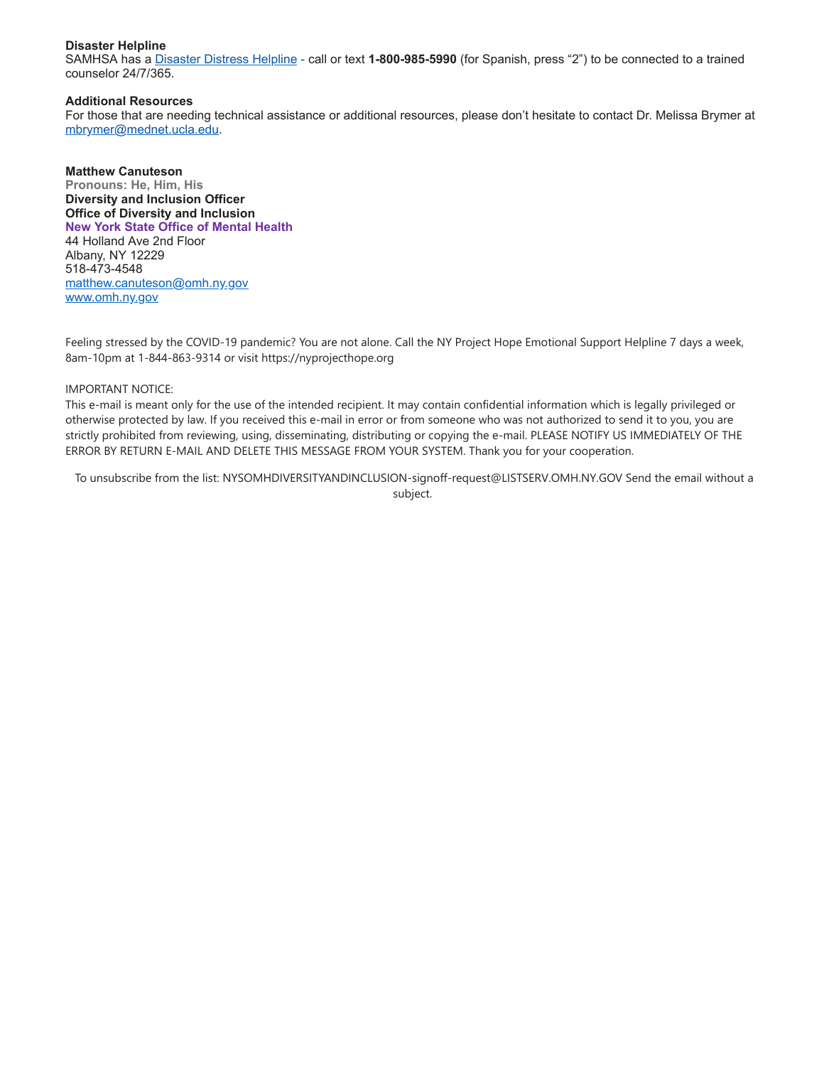**Disaster Helpline**
SAMHSA has a Disaster Distress Helpline - call or text **1-800-985-5990** (for Spanish, press "2") to be connected to a trained counselor 24/7/365.

**Additional Resources**
For those that are needing technical assistance or additional resources, please don't hesitate to contact Dr. Melissa Brymer at mbrymer@mednet.ucla.edu.

**Matthew Canuteson**
**Pronouns: He, Him, His**
**Diversity and Inclusion Officer**
**Office of Diversity and Inclusion**
**New York State Office of Mental Health**
44 Holland Ave 2nd Floor
Albany, NY 12229
518-473-4548
matthew.canuteson@omh.ny.gov
www.omh.ny.gov

Feeling stressed by the COVID-19 pandemic? You are not alone. Call the NY Project Hope Emotional Support Helpline 7 days a week, 8am-10pm at 1-844-863-9314 or visit https://nyprojecthope.org

IMPORTANT NOTICE:
This e-mail is meant only for the use of the intended recipient. It may contain confidential information which is legally privileged or otherwise protected by law. If you received this e-mail in error or from someone who was not authorized to send it to you, you are strictly prohibited from reviewing, using, disseminating, distributing or copying the e-mail. PLEASE NOTIFY US IMMEDIATELY OF THE ERROR BY RETURN E-MAIL AND DELETE THIS MESSAGE FROM YOUR SYSTEM. Thank you for your cooperation.

To unsubscribe from the list: NYSOMHDIVERSITYANDINCLUSION-signoff-request@LISTSERV.OMH.NY.GOV Send the email without a subject.